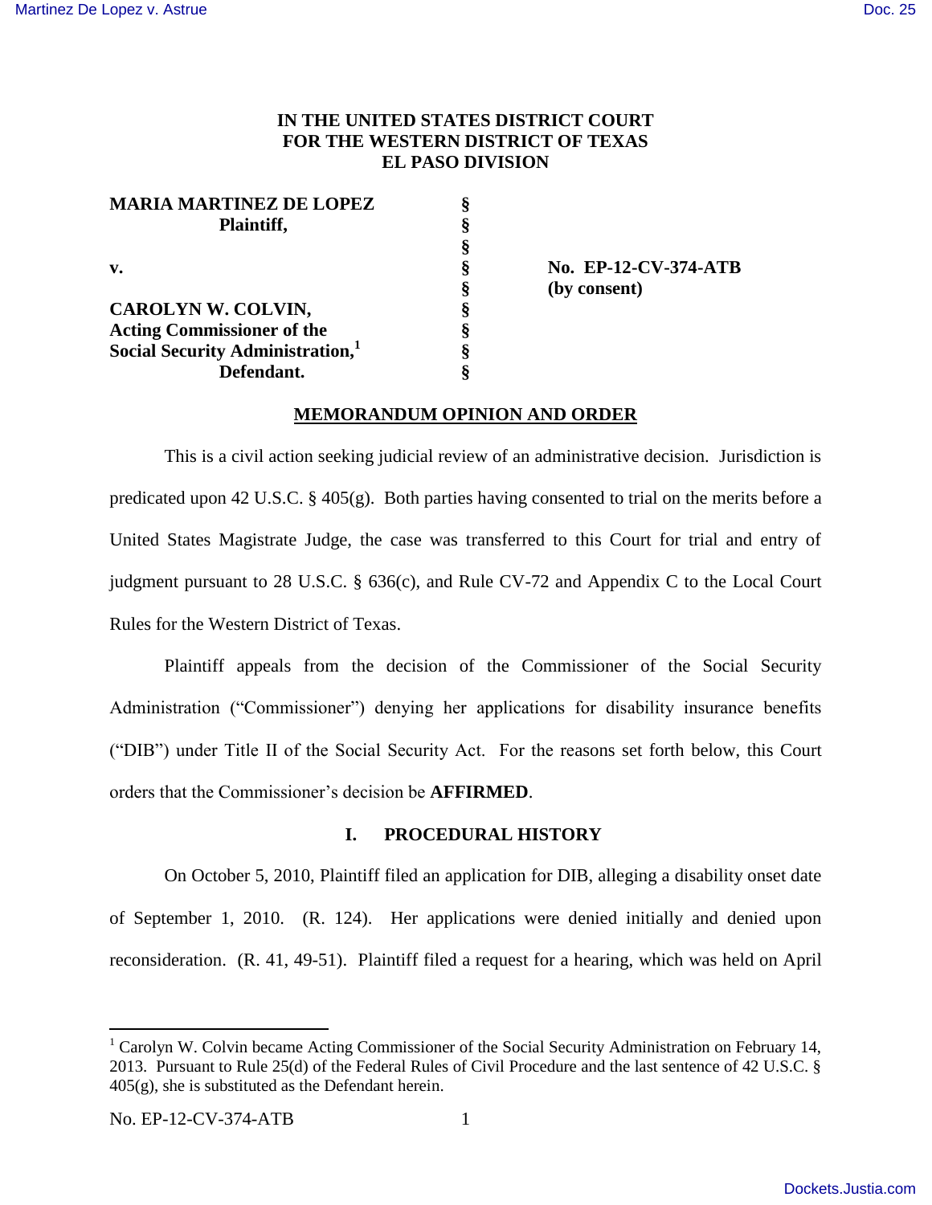**IN THE UNITED STATES DISTRICT COURT**
**FOR THE WESTERN DISTRICT OF TEXAS**
**EL PASO DIVISION**

| | | |
|---|---|---|
| **MARIA MARTINEZ DE LOPEZ** | § | |
| **Plaintiff,** | § | |
| | § | |
| **v.** | § | **No. EP-12-CV-374-ATB** |
| | § | **(by consent)** |
| **CAROLYN W. COLVIN,** | § | |
| **Acting Commissioner of the** | § | |
| **Social Security Administration,**[1] | § | |
| **Defendant.** | § | |

**MEMORANDUM OPINION AND ORDER**

This is a civil action seeking judicial review of an administrative decision. Jurisdiction is predicated upon 42 U.S.C. § 405(g). Both parties having consented to trial on the merits before a United States Magistrate Judge, the case was transferred to this Court for trial and entry of judgment pursuant to 28 U.S.C. § 636(c), and Rule CV-72 and Appendix C to the Local Court Rules for the Western District of Texas.

Plaintiff appeals from the decision of the Commissioner of the Social Security Administration ("Commissioner") denying her applications for disability insurance benefits ("DIB") under Title II of the Social Security Act. For the reasons set forth below, this Court orders that the Commissioner's decision be **AFFIRMED**.

## I. PROCEDURAL HISTORY

On October 5, 2010, Plaintiff filed an application for DIB, alleging a disability onset date of September 1, 2010. (R. 124). Her applications were denied initially and denied upon reconsideration. (R. 41, 49-51). Plaintiff filed a request for a hearing, which was held on April

---

[1] Carolyn W. Colvin became Acting Commissioner of the Social Security Administration on February 14, 2013. Pursuant to Rule 25(d) of the Federal Rules of Civil Procedure and the last sentence of 42 U.S.C. § 405(g), she is substituted as the Defendant herein.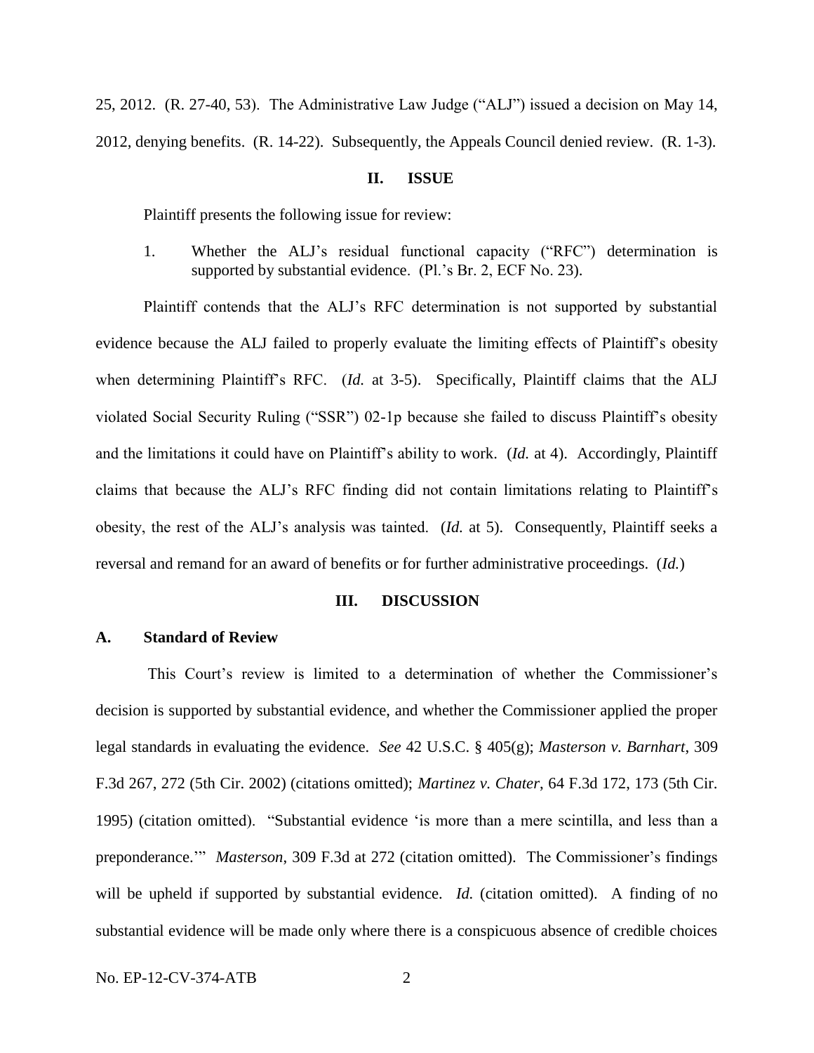25, 2012. (R. 27-40, 53). The Administrative Law Judge ("ALJ") issued a decision on May 14, 2012, denying benefits. (R. 14-22). Subsequently, the Appeals Council denied review. (R. 1-3).

## II. ISSUE

Plaintiff presents the following issue for review:

1. Whether the ALJ's residual functional capacity ("RFC") determination is supported by substantial evidence. (Pl.'s Br. 2, ECF No. 23).

Plaintiff contends that the ALJ's RFC determination is not supported by substantial evidence because the ALJ failed to properly evaluate the limiting effects of Plaintiff's obesity when determining Plaintiff's RFC. (*Id.* at 3-5). Specifically, Plaintiff claims that the ALJ violated Social Security Ruling ("SSR") 02-1p because she failed to discuss Plaintiff's obesity and the limitations it could have on Plaintiff's ability to work. (*Id.* at 4). Accordingly, Plaintiff claims that because the ALJ's RFC finding did not contain limitations relating to Plaintiff's obesity, the rest of the ALJ's analysis was tainted. (*Id.* at 5). Consequently, Plaintiff seeks a reversal and remand for an award of benefits or for further administrative proceedings. (*Id.*)

## III. DISCUSSION

### A. Standard of Review

This Court's review is limited to a determination of whether the Commissioner's decision is supported by substantial evidence, and whether the Commissioner applied the proper legal standards in evaluating the evidence. *See* 42 U.S.C. § 405(g); *Masterson v. Barnhart*, 309 F.3d 267, 272 (5th Cir. 2002) (citations omitted); *Martinez v. Chater*, 64 F.3d 172, 173 (5th Cir. 1995) (citation omitted). "Substantial evidence 'is more than a mere scintilla, and less than a preponderance.'" *Masterson*, 309 F.3d at 272 (citation omitted). The Commissioner's findings will be upheld if supported by substantial evidence. *Id.* (citation omitted). A finding of no substantial evidence will be made only where there is a conspicuous absence of credible choices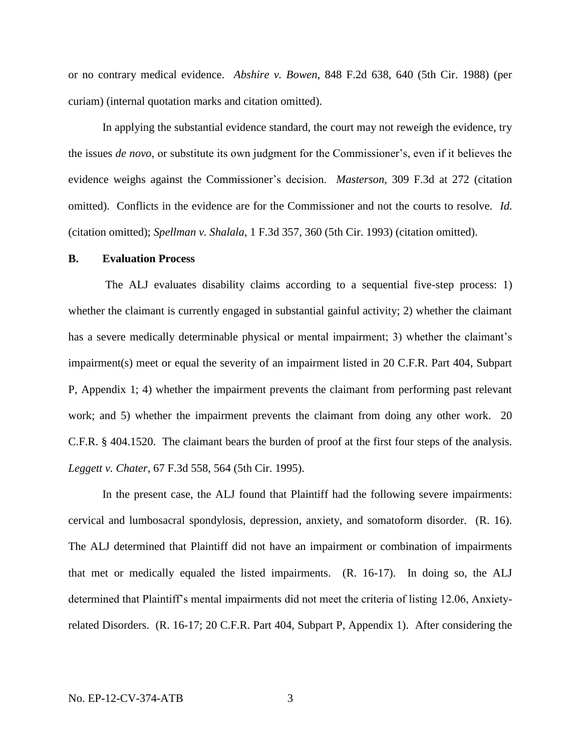or no contrary medical evidence. *Abshire v. Bowen*, 848 F.2d 638, 640 (5th Cir. 1988) (per curiam) (internal quotation marks and citation omitted).

In applying the substantial evidence standard, the court may not reweigh the evidence, try the issues *de novo*, or substitute its own judgment for the Commissioner's, even if it believes the evidence weighs against the Commissioner's decision. *Masterson*, 309 F.3d at 272 (citation omitted). Conflicts in the evidence are for the Commissioner and not the courts to resolve. *Id.* (citation omitted); *Spellman v. Shalala*, 1 F.3d 357, 360 (5th Cir. 1993) (citation omitted).

**B. Evaluation Process**

The ALJ evaluates disability claims according to a sequential five-step process: 1) whether the claimant is currently engaged in substantial gainful activity; 2) whether the claimant has a severe medically determinable physical or mental impairment; 3) whether the claimant's impairment(s) meet or equal the severity of an impairment listed in 20 C.F.R. Part 404, Subpart P, Appendix 1; 4) whether the impairment prevents the claimant from performing past relevant work; and 5) whether the impairment prevents the claimant from doing any other work. 20 C.F.R. § 404.1520. The claimant bears the burden of proof at the first four steps of the analysis. *Leggett v. Chater*, 67 F.3d 558, 564 (5th Cir. 1995).

In the present case, the ALJ found that Plaintiff had the following severe impairments: cervical and lumbosacral spondylosis, depression, anxiety, and somatoform disorder. (R. 16). The ALJ determined that Plaintiff did not have an impairment or combination of impairments that met or medically equaled the listed impairments. (R. 16-17). In doing so, the ALJ determined that Plaintiff's mental impairments did not meet the criteria of listing 12.06, Anxiety-related Disorders. (R. 16-17; 20 C.F.R. Part 404, Subpart P, Appendix 1). After considering the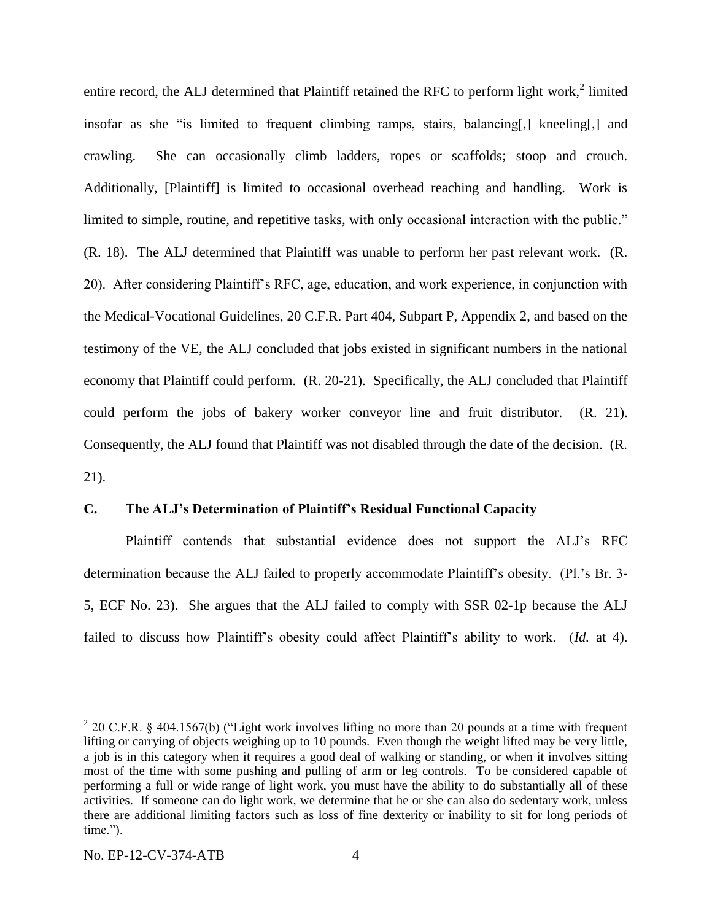entire record, the ALJ determined that Plaintiff retained the RFC to perform light work,[2] limited insofar as she "is limited to frequent climbing ramps, stairs, balancing[,] kneeling[,] and crawling. She can occasionally climb ladders, ropes or scaffolds; stoop and crouch. Additionally, [Plaintiff] is limited to occasional overhead reaching and handling. Work is limited to simple, routine, and repetitive tasks, with only occasional interaction with the public." (R. 18). The ALJ determined that Plaintiff was unable to perform her past relevant work. (R. 20). After considering Plaintiff's RFC, age, education, and work experience, in conjunction with the Medical-Vocational Guidelines, 20 C.F.R. Part 404, Subpart P, Appendix 2, and based on the testimony of the VE, the ALJ concluded that jobs existed in significant numbers in the national economy that Plaintiff could perform. (R. 20-21). Specifically, the ALJ concluded that Plaintiff could perform the jobs of bakery worker conveyor line and fruit distributor. (R. 21). Consequently, the ALJ found that Plaintiff was not disabled through the date of the decision. (R. 21).

### C. The ALJ's Determination of Plaintiff's Residual Functional Capacity

Plaintiff contends that substantial evidence does not support the ALJ's RFC determination because the ALJ failed to properly accommodate Plaintiff's obesity. (Pl.'s Br. 3-5, ECF No. 23). She argues that the ALJ failed to comply with SSR 02-1p because the ALJ failed to discuss how Plaintiff's obesity could affect Plaintiff's ability to work. (*Id.* at 4).

---

[2] 20 C.F.R. § 404.1567(b) ("Light work involves lifting no more than 20 pounds at a time with frequent lifting or carrying of objects weighing up to 10 pounds. Even though the weight lifted may be very little, a job is in this category when it requires a good deal of walking or standing, or when it involves sitting most of the time with some pushing and pulling of arm or leg controls. To be considered capable of performing a full or wide range of light work, you must have the ability to do substantially all of these activities. If someone can do light work, we determine that he or she can also do sedentary work, unless there are additional limiting factors such as loss of fine dexterity or inability to sit for long periods of time.").

No. EP-12-CV-374-ATB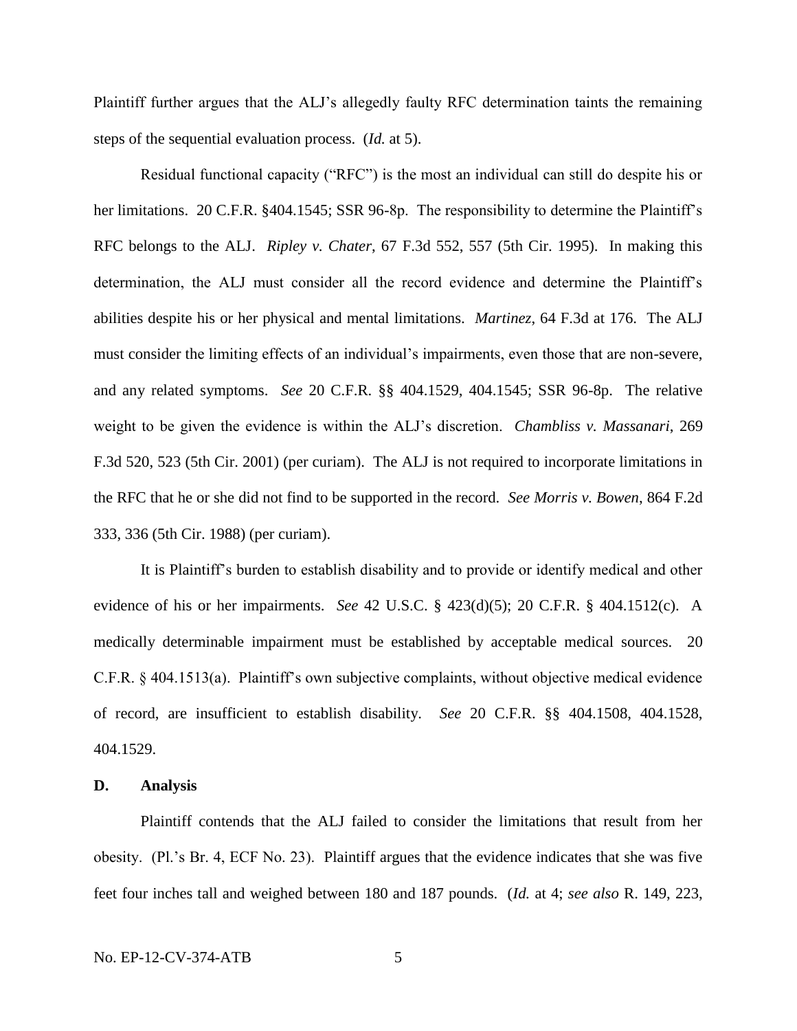Plaintiff further argues that the ALJ's allegedly faulty RFC determination taints the remaining steps of the sequential evaluation process. (*Id.* at 5).

Residual functional capacity ("RFC") is the most an individual can still do despite his or her limitations. 20 C.F.R. §404.1545; SSR 96-8p. The responsibility to determine the Plaintiff's RFC belongs to the ALJ. *Ripley v. Chater*, 67 F.3d 552, 557 (5th Cir. 1995). In making this determination, the ALJ must consider all the record evidence and determine the Plaintiff's abilities despite his or her physical and mental limitations. *Martinez*, 64 F.3d at 176. The ALJ must consider the limiting effects of an individual's impairments, even those that are non-severe, and any related symptoms. *See* 20 C.F.R. §§ 404.1529, 404.1545; SSR 96-8p. The relative weight to be given the evidence is within the ALJ's discretion. *Chambliss v. Massanari*, 269 F.3d 520, 523 (5th Cir. 2001) (per curiam). The ALJ is not required to incorporate limitations in the RFC that he or she did not find to be supported in the record. *See Morris v. Bowen*, 864 F.2d 333, 336 (5th Cir. 1988) (per curiam).

It is Plaintiff's burden to establish disability and to provide or identify medical and other evidence of his or her impairments. *See* 42 U.S.C. § 423(d)(5); 20 C.F.R. § 404.1512(c). A medically determinable impairment must be established by acceptable medical sources. 20 C.F.R. § 404.1513(a). Plaintiff's own subjective complaints, without objective medical evidence of record, are insufficient to establish disability. *See* 20 C.F.R. §§ 404.1508, 404.1528, 404.1529.

**D. Analysis**

Plaintiff contends that the ALJ failed to consider the limitations that result from her obesity. (Pl.'s Br. 4, ECF No. 23). Plaintiff argues that the evidence indicates that she was five feet four inches tall and weighed between 180 and 187 pounds. (*Id.* at 4; *see also* R. 149, 223,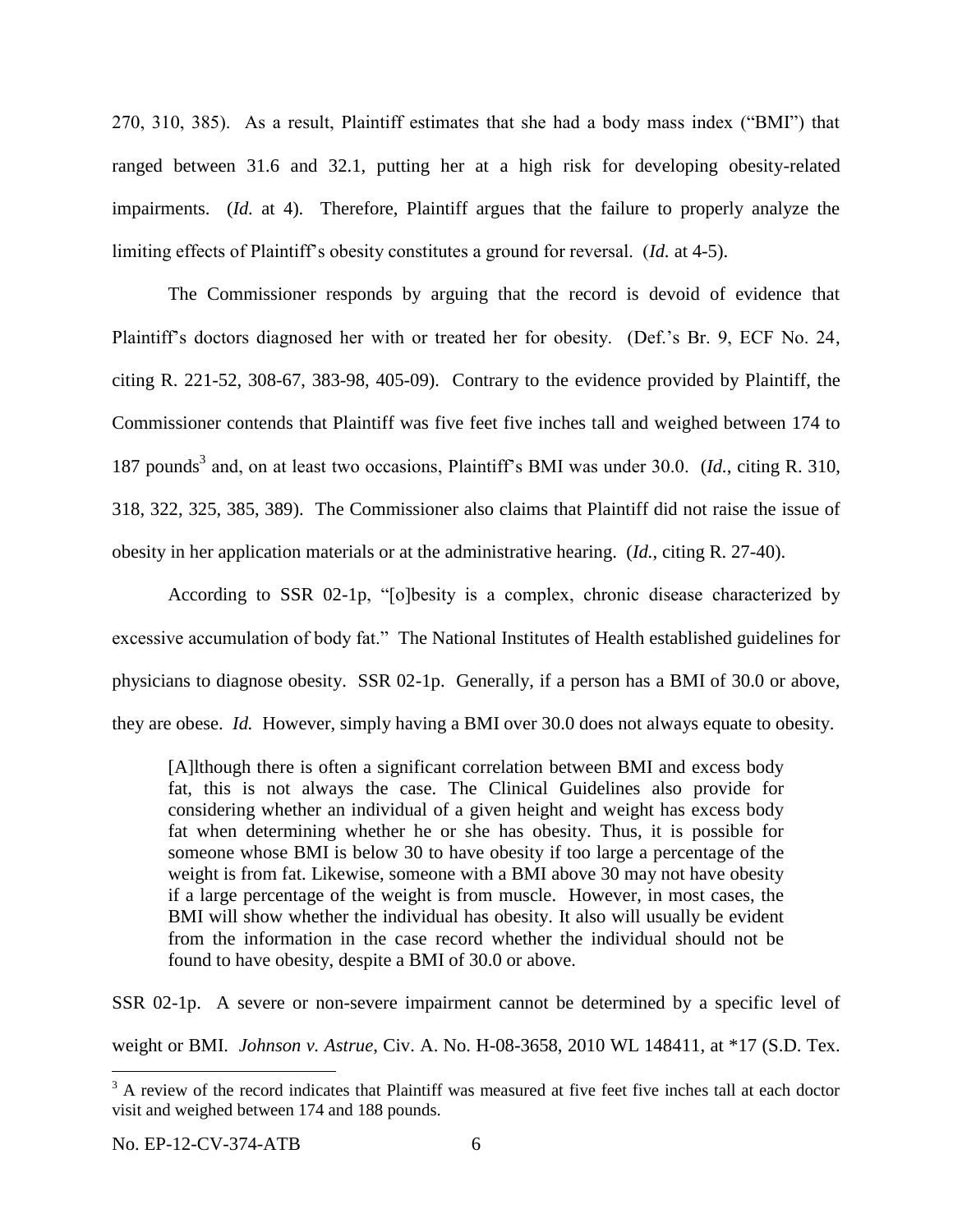270, 310, 385). As a result, Plaintiff estimates that she had a body mass index ("BMI") that ranged between 31.6 and 32.1, putting her at a high risk for developing obesity-related impairments. (*Id.* at 4). Therefore, Plaintiff argues that the failure to properly analyze the limiting effects of Plaintiff's obesity constitutes a ground for reversal. (*Id.* at 4-5).

The Commissioner responds by arguing that the record is devoid of evidence that Plaintiff's doctors diagnosed her with or treated her for obesity. (Def.'s Br. 9, ECF No. 24, citing R. 221-52, 308-67, 383-98, 405-09). Contrary to the evidence provided by Plaintiff, the Commissioner contends that Plaintiff was five feet five inches tall and weighed between 174 to 187 pounds[3] and, on at least two occasions, Plaintiff's BMI was under 30.0. (*Id.*, citing R. 310, 318, 322, 325, 385, 389). The Commissioner also claims that Plaintiff did not raise the issue of obesity in her application materials or at the administrative hearing. (*Id.*, citing R. 27-40).

According to SSR 02-1p, "[o]besity is a complex, chronic disease characterized by excessive accumulation of body fat." The National Institutes of Health established guidelines for physicians to diagnose obesity. SSR 02-1p. Generally, if a person has a BMI of 30.0 or above, they are obese. *Id.* However, simply having a BMI over 30.0 does not always equate to obesity.

> [A]lthough there is often a significant correlation between BMI and excess body fat, this is not always the case. The Clinical Guidelines also provide for considering whether an individual of a given height and weight has excess body fat when determining whether he or she has obesity. Thus, it is possible for someone whose BMI is below 30 to have obesity if too large a percentage of the weight is from fat. Likewise, someone with a BMI above 30 may not have obesity if a large percentage of the weight is from muscle. However, in most cases, the BMI will show whether the individual has obesity. It also will usually be evident from the information in the case record whether the individual should not be found to have obesity, despite a BMI of 30.0 or above.

SSR 02-1p. A severe or non-severe impairment cannot be determined by a specific level of weight or BMI. *Johnson v. Astrue*, Civ. A. No. H-08-3658, 2010 WL 148411, at *17 (S.D. Tex.

[3] A review of the record indicates that Plaintiff was measured at five feet five inches tall at each doctor visit and weighed between 174 and 188 pounds.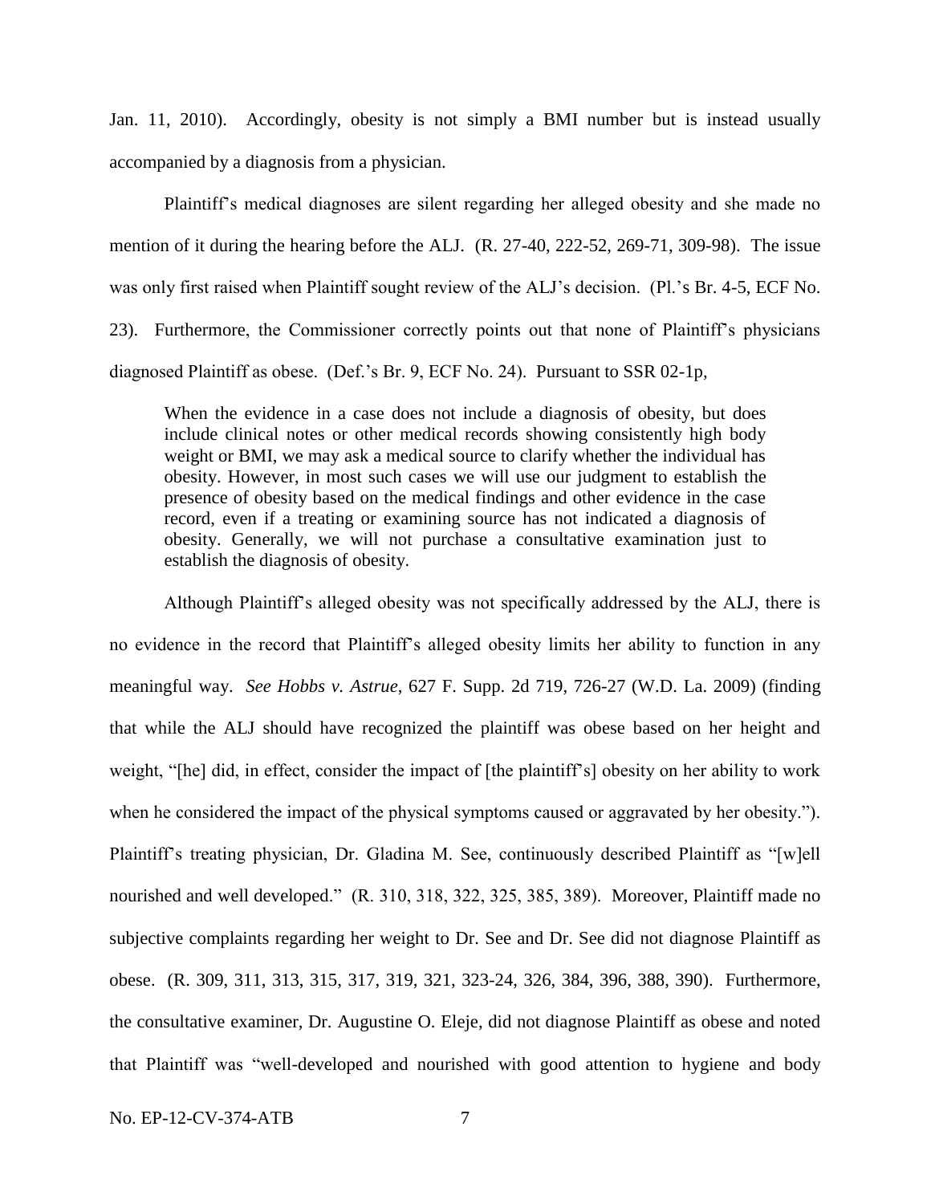Jan. 11, 2010). Accordingly, obesity is not simply a BMI number but is instead usually accompanied by a diagnosis from a physician.

Plaintiff's medical diagnoses are silent regarding her alleged obesity and she made no mention of it during the hearing before the ALJ. (R. 27-40, 222-52, 269-71, 309-98). The issue was only first raised when Plaintiff sought review of the ALJ's decision. (Pl.'s Br. 4-5, ECF No. 23). Furthermore, the Commissioner correctly points out that none of Plaintiff's physicians diagnosed Plaintiff as obese. (Def.'s Br. 9, ECF No. 24). Pursuant to SSR 02-1p,

> When the evidence in a case does not include a diagnosis of obesity, but does include clinical notes or other medical records showing consistently high body weight or BMI, we may ask a medical source to clarify whether the individual has obesity. However, in most such cases we will use our judgment to establish the presence of obesity based on the medical findings and other evidence in the case record, even if a treating or examining source has not indicated a diagnosis of obesity. Generally, we will not purchase a consultative examination just to establish the diagnosis of obesity.

Although Plaintiff's alleged obesity was not specifically addressed by the ALJ, there is no evidence in the record that Plaintiff's alleged obesity limits her ability to function in any meaningful way. *See Hobbs v. Astrue*, 627 F. Supp. 2d 719, 726-27 (W.D. La. 2009) (finding that while the ALJ should have recognized the plaintiff was obese based on her height and weight, "[he] did, in effect, consider the impact of [the plaintiff's] obesity on her ability to work when he considered the impact of the physical symptoms caused or aggravated by her obesity."). Plaintiff's treating physician, Dr. Gladina M. See, continuously described Plaintiff as "[w]ell nourished and well developed." (R. 310, 318, 322, 325, 385, 389). Moreover, Plaintiff made no subjective complaints regarding her weight to Dr. See and Dr. See did not diagnose Plaintiff as obese. (R. 309, 311, 313, 315, 317, 319, 321, 323-24, 326, 384, 396, 388, 390). Furthermore, the consultative examiner, Dr. Augustine O. Eleje, did not diagnose Plaintiff as obese and noted that Plaintiff was "well-developed and nourished with good attention to hygiene and body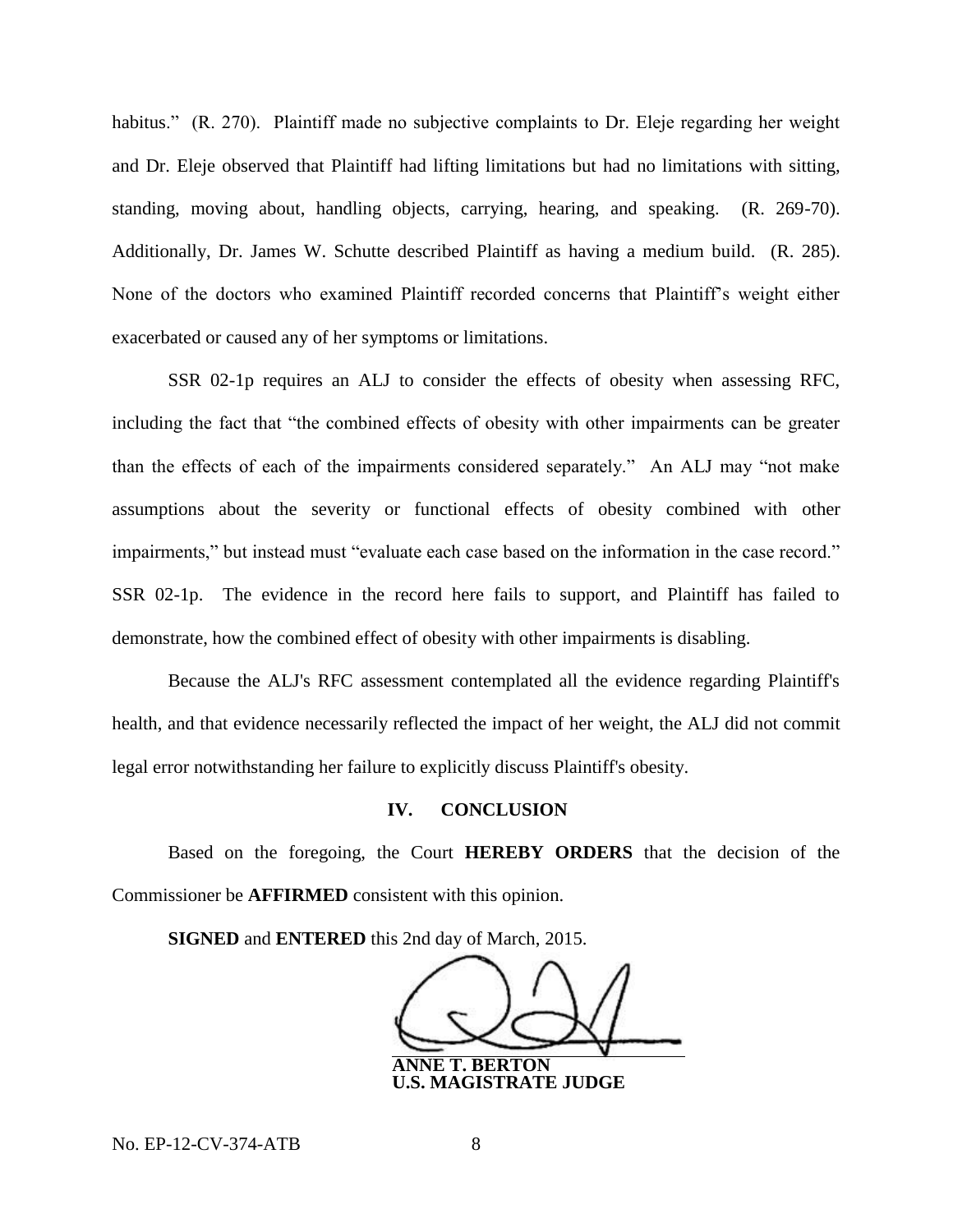habitus." (R. 270). Plaintiff made no subjective complaints to Dr. Eleje regarding her weight and Dr. Eleje observed that Plaintiff had lifting limitations but had no limitations with sitting, standing, moving about, handling objects, carrying, hearing, and speaking. (R. 269-70). Additionally, Dr. James W. Schutte described Plaintiff as having a medium build. (R. 285). None of the doctors who examined Plaintiff recorded concerns that Plaintiff's weight either exacerbated or caused any of her symptoms or limitations.

SSR 02-1p requires an ALJ to consider the effects of obesity when assessing RFC, including the fact that "the combined effects of obesity with other impairments can be greater than the effects of each of the impairments considered separately." An ALJ may "not make assumptions about the severity or functional effects of obesity combined with other impairments," but instead must "evaluate each case based on the information in the case record." SSR 02-1p. The evidence in the record here fails to support, and Plaintiff has failed to demonstrate, how the combined effect of obesity with other impairments is disabling.

Because the ALJ's RFC assessment contemplated all the evidence regarding Plaintiff's health, and that evidence necessarily reflected the impact of her weight, the ALJ did not commit legal error notwithstanding her failure to explicitly discuss Plaintiff's obesity.

## IV. CONCLUSION

Based on the foregoing, the Court **HEREBY ORDERS** that the decision of the Commissioner be **AFFIRMED** consistent with this opinion.

**SIGNED** and **ENTERED** this 2nd day of March, 2015.

**ANNE T. BERTON**
**U.S. MAGISTRATE JUDGE**

No. EP-12-CV-374-ATB